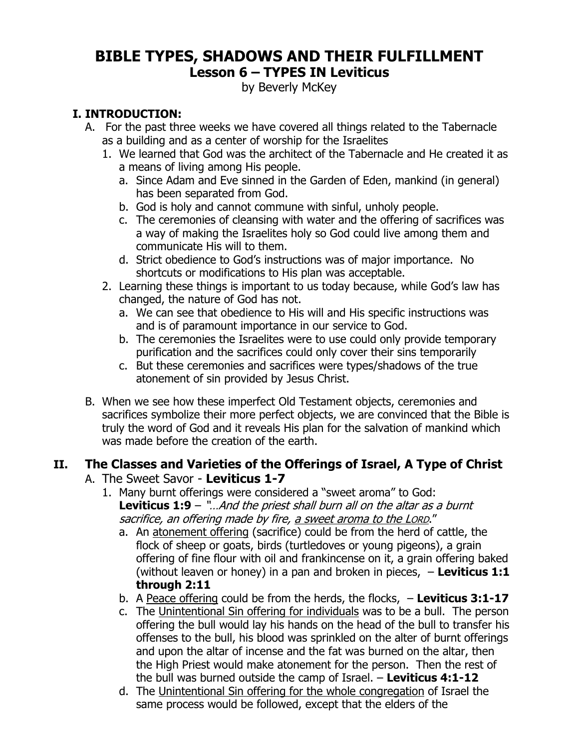# BIBLE TYPES, SHADOWS AND THEIR FULFILLMENT

## Lesson 6 – TYPES IN Leviticus

by Beverly McKey

### I. INTRODUCTION:

A. For the past three weeks we have covered all things related to the Tabernacle as a building and as a center of worship for the Israelites

1. We learned that God was the architect of the Tabernacle and He created it as a means of living among His people.
   a. Since Adam and Eve sinned in the Garden of Eden, mankind (in general) has been separated from God.
   b. God is holy and cannot commune with sinful, unholy people.
   c. The ceremonies of cleansing with water and the offering of sacrifices was a way of making the Israelites holy so God could live among them and communicate His will to them.
   d. Strict obedience to God's instructions was of major importance. No shortcuts or modifications to His plan was acceptable.
2. Learning these things is important to us today because, while God's law has changed, the nature of God has not.
   a. We can see that obedience to His will and His specific instructions was and is of paramount importance in our service to God.
   b. The ceremonies the Israelites were to use could only provide temporary purification and the sacrifices could only cover their sins temporarily
   c. But these ceremonies and sacrifices were types/shadows of the true atonement of sin provided by Jesus Christ.

B. When we see how these imperfect Old Testament objects, ceremonies and sacrifices symbolize their more perfect objects, we are convinced that the Bible is truly the word of God and it reveals His plan for the salvation of mankind which was made before the creation of the earth.

### II. The Classes and Varieties of the Offerings of Israel, A Type of Christ

A. The Sweet Savor - **Leviticus 1-7**

1. Many burnt offerings were considered a "sweet aroma" to God:
   **Leviticus 1:9** – *"…And the priest shall burn all on the altar as a burnt sacrifice, an offering made by fire, a sweet aroma to the LORD."*
   a. An atonement offering (sacrifice) could be from the herd of cattle, the flock of sheep or goats, birds (turtledoves or young pigeons), a grain offering of fine flour with oil and frankincense on it, a grain offering baked (without leaven or honey) in a pan and broken in pieces, – **Leviticus 1:1 through 2:11**
   b. A Peace offering could be from the herds, the flocks, – **Leviticus 3:1-17**
   c. The Unintentional Sin offering for individuals was to be a bull. The person offering the bull would lay his hands on the head of the bull to transfer his offenses to the bull, his blood was sprinkled on the alter of burnt offerings and upon the altar of incense and the fat was burned on the altar, then the High Priest would make atonement for the person. Then the rest of the bull was burned outside the camp of Israel. – **Leviticus 4:1-12**
   d. The Unintentional Sin offering for the whole congregation of Israel the same process would be followed, except that the elders of the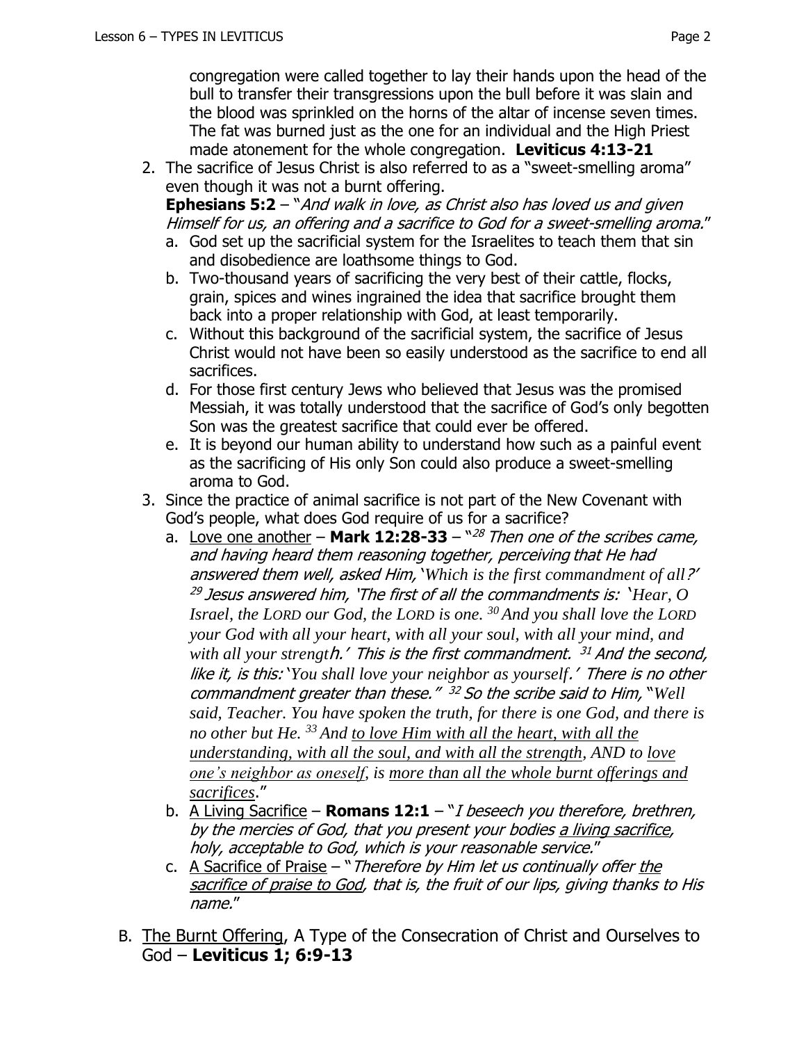congregation were called together to lay their hands upon the head of the bull to transfer their transgressions upon the bull before it was slain and the blood was sprinkled on the horns of the altar of incense seven times. The fat was burned just as the one for an individual and the High Priest made atonement for the whole congregation. **Leviticus 4:13-21**

2. The sacrifice of Jesus Christ is also referred to as a "sweet-smelling aroma" even though it was not a burnt offering.
   **Ephesians 5:2** – "*And walk in love, as Christ also has loved us and given Himself for us, an offering and a sacrifice to God for a sweet-smelling aroma.*"
   a. God set up the sacrificial system for the Israelites to teach them that sin and disobedience are loathsome things to God.
   b. Two-thousand years of sacrificing the very best of their cattle, flocks, grain, spices and wines ingrained the idea that sacrifice brought them back into a proper relationship with God, at least temporarily.
   c. Without this background of the sacrificial system, the sacrifice of Jesus Christ would not have been so easily understood as the sacrifice to end all sacrifices.
   d. For those first century Jews who believed that Jesus was the promised Messiah, it was totally understood that the sacrifice of God's only begotten Son was the greatest sacrifice that could ever be offered.
   e. It is beyond our human ability to understand how such as a painful event as the sacrificing of His only Son could also produce a sweet-smelling aroma to God.
3. Since the practice of animal sacrifice is not part of the New Covenant with God's people, what does God require of us for a sacrifice?
   a. <u>Love one another</u> – **Mark 12:28-33** – "*[28] Then one of the scribes came, and having heard them reasoning together, perceiving that He had answered them well, asked Him, 'Which is the first commandment of all?' [29] Jesus answered him, 'The first of all the commandments is: 'Hear, O Israel, the LORD our God, the LORD is one. [30] And you shall love the LORD your God with all your heart, with all your soul, with all your mind, and with all your strength.' This is the first commandment. [31] And the second, like it, is this: 'You shall love your neighbor as yourself.' There is no other commandment greater than these." [32] So the scribe said to Him, "Well said, Teacher. You have spoken the truth, for there is one God, and there is no other but He. [33] And <u>to love Him with all the heart, with all the understanding, with all the soul, and with all the strength</u>, AND to <u>love one's neighbor as oneself</u>, is <u>more than all the whole burnt offerings and sacrifices</u>.*"
   b. <u>A Living Sacrifice</u> – **Romans 12:1** – "*I beseech you therefore, brethren, by the mercies of God, that you present your bodies <u>a living sacrifice</u>, holy, acceptable to God, which is your reasonable service.*"
   c. <u>A Sacrifice of Praise</u> – "*Therefore by Him let us continually offer <u>the sacrifice of praise to God</u>, that is, the fruit of our lips, giving thanks to His name.*"

B. <u>The Burnt Offering</u>, A Type of the Consecration of Christ and Ourselves to God – **Leviticus 1; 6:9-13**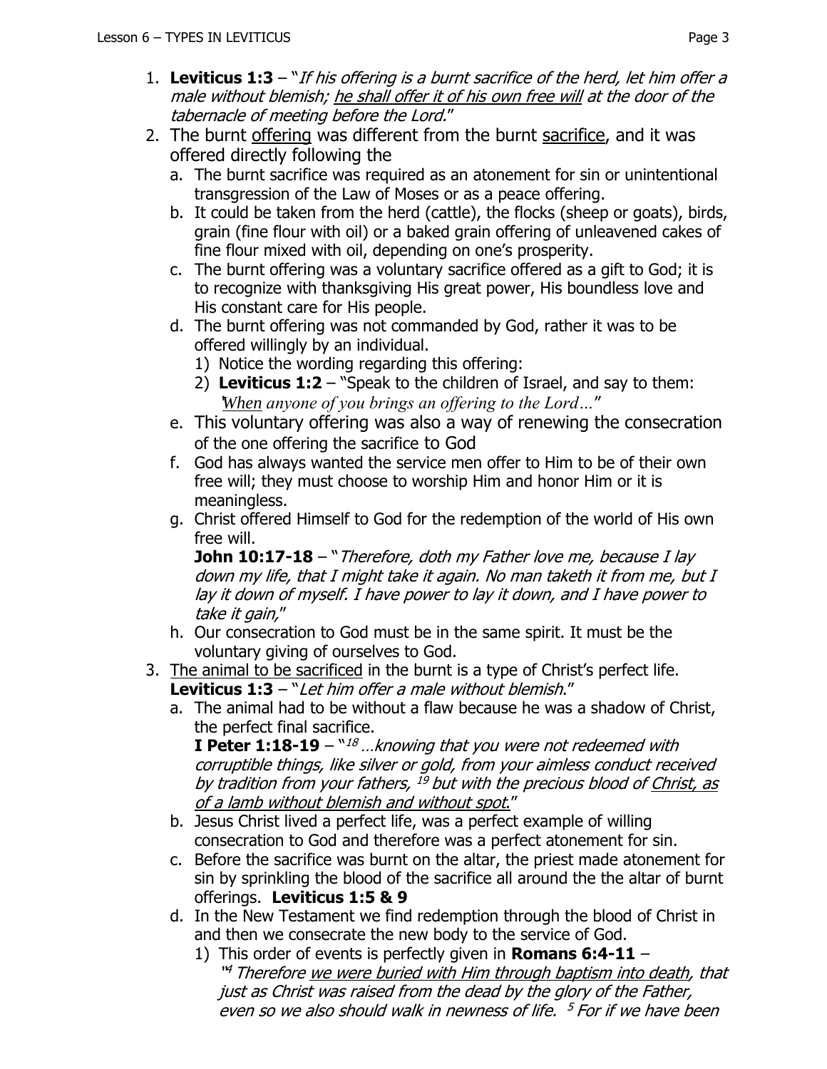1. **Leviticus 1:3** – "*If his offering is a burnt sacrifice of the herd, let him offer a male without blemish; <u>he shall offer it of his own free will</u> at the door of the tabernacle of meeting before the Lord.*"
2. The burnt <u>offering</u> was different from the burnt <u>sacrifice</u>, and it was offered directly following the
   a. The burnt sacrifice was required as an atonement for sin or unintentional transgression of the Law of Moses or as a peace offering.
   b. It could be taken from the herd (cattle), the flocks (sheep or goats), birds, grain (fine flour with oil) or a baked grain offering of unleavened cakes of fine flour mixed with oil, depending on one's prosperity.
   c. The burnt offering was a voluntary sacrifice offered as a gift to God; it is to recognize with thanksgiving His great power, His boundless love and His constant care for His people.
   d. The burnt offering was not commanded by God, rather it was to be offered willingly by an individual.
      1) Notice the wording regarding this offering:
      2) **Leviticus 1:2** – "Speak to the children of Israel, and say to them: '*<u>When</u> anyone of you brings an offering to the Lord…*"
   e. This voluntary offering was also a way of renewing the consecration of the one offering the sacrifice to God
   f. God has always wanted the service men offer to Him to be of their own free will; they must choose to worship Him and honor Him or it is meaningless.
   g. Christ offered Himself to God for the redemption of the world of His own free will.
      **John 10:17-18** – "*Therefore, doth my Father love me, because I lay down my life, that I might take it again. No man taketh it from me, but I lay it down of myself. I have power to lay it down, and I have power to take it gain,*"
   h. Our consecration to God must be in the same spirit. It must be the voluntary giving of ourselves to God.
3. <u>The animal to be sacrificed</u> in the burnt is a type of Christ's perfect life.
   **Leviticus 1:3** – "*Let him offer a male without blemish*."
   a. The animal had to be without a flaw because he was a shadow of Christ, the perfect final sacrifice.
      **I Peter 1:18-19** – "[18] *…knowing that you were not redeemed with corruptible things, like silver or gold, from your aimless conduct received by tradition from your fathers,* [19] *but with the precious blood of <u>Christ, as of a lamb without blemish and without spot</u>.*"
   b. Jesus Christ lived a perfect life, was a perfect example of willing consecration to God and therefore was a perfect atonement for sin.
   c. Before the sacrifice was burnt on the altar, the priest made atonement for sin by sprinkling the blood of the sacrifice all around the the altar of burnt offerings. **Leviticus 1:5 & 9**
   d. In the New Testament we find redemption through the blood of Christ in and then we consecrate the new body to the service of God.
      1) This order of events is perfectly given in **Romans 6:4-11** – "[4] *Therefore <u>we were buried with Him through baptism into death</u>, that just as Christ was raised from the dead by the glory of the Father, even so we also should walk in newness of life.* [5] *For if we have been*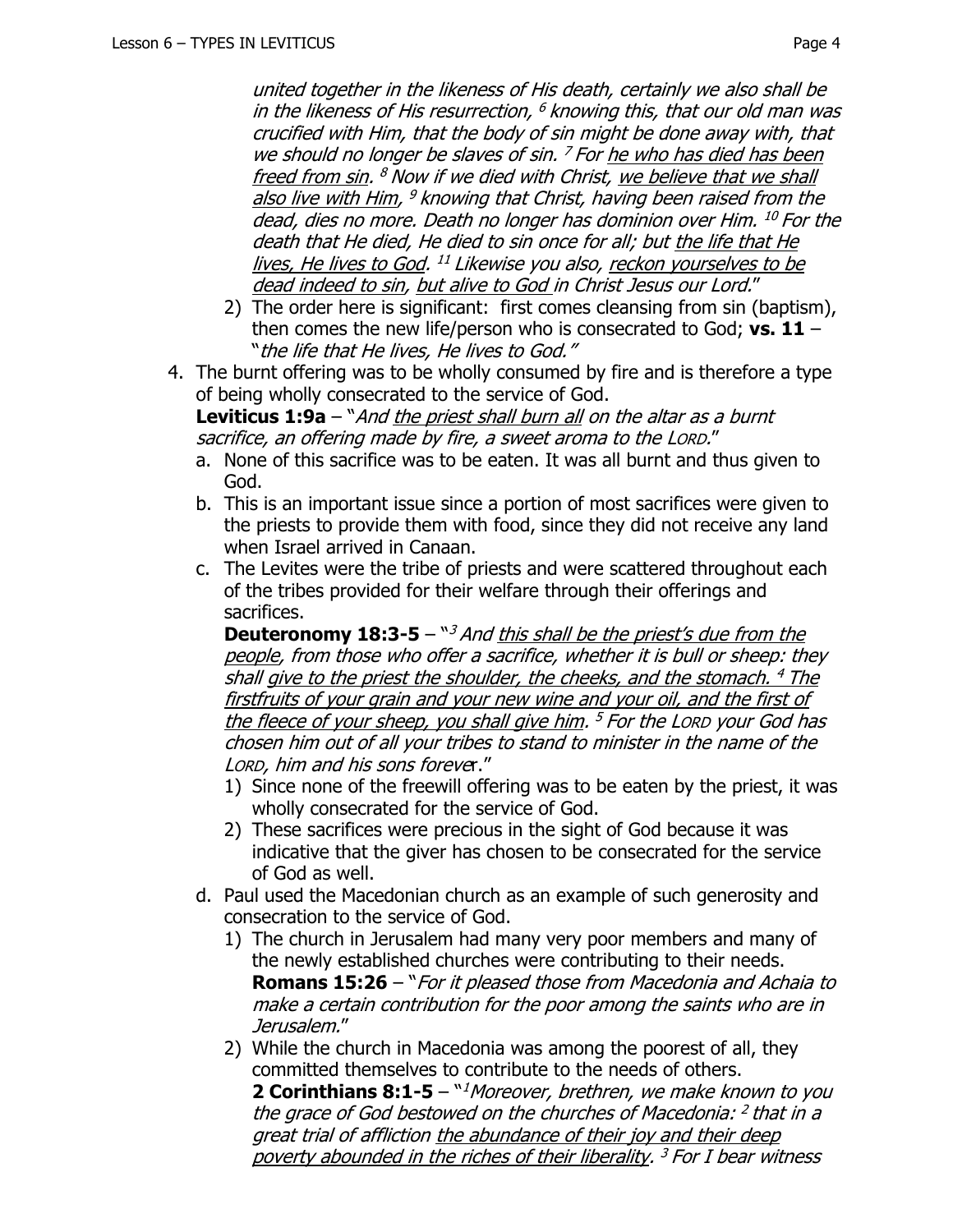*united together in the likeness of His death, certainly we also shall be in the likeness of His resurrection, [6] knowing this, that our old man was crucified with Him, that the body of sin might be done away with, that we should no longer be slaves of sin. [7] For <u>he who has died has been freed from sin</u>. [8] Now if we died with Christ, <u>we believe that we shall also live with Him</u>, [9] knowing that Christ, having been raised from the dead, dies no more. Death no longer has dominion over Him. [10] For the death that He died, He died to sin once for all; but <u>the life that He lives, He lives to God</u>. [11] Likewise you also, <u>reckon yourselves to be dead indeed to sin</u>, <u>but alive to God</u> in Christ Jesus our Lord.*"

   2) The order here is significant: first comes cleansing from sin (baptism), then comes the new life/person who is consecrated to God; **vs. 11** – "*the life that He lives, He lives to God.*"

4. The burnt offering was to be wholly consumed by fire and is therefore a type of being wholly consecrated to the service of God.
   **Leviticus 1:9a** – "*And <u>the priest shall burn all</u> on the altar as a burnt sacrifice, an offering made by fire, a sweet aroma to the LORD.*"
   a. None of this sacrifice was to be eaten. It was all burnt and thus given to God.
   b. This is an important issue since a portion of most sacrifices were given to the priests to provide them with food, since they did not receive any land when Israel arrived in Canaan.
   c. The Levites were the tribe of priests and were scattered throughout each of the tribes provided for their welfare through their offerings and sacrifices.
      **Deuteronomy 18:3-5** – "*[3] And <u>this shall be the priest's due from the people</u>, from those who offer a sacrifice, whether it is bull or sheep: they shall <u>give to the priest the shoulder, the cheeks, and the stomach. [4] The firstfruits of your grain and your new wine and your oil, and the first of the fleece of your sheep, you shall give him</u>. [5] For the LORD your God has chosen him out of all your tribes to stand to minister in the name of the LORD, him and his sons forever.*"
      1) Since none of the freewill offering was to be eaten by the priest, it was wholly consecrated for the service of God.
      2) These sacrifices were precious in the sight of God because it was indicative that the giver has chosen to be consecrated for the service of God as well.
   d. Paul used the Macedonian church as an example of such generosity and consecration to the service of God.
      1) The church in Jerusalem had many very poor members and many of the newly established churches were contributing to their needs.
         **Romans 15:26** – "*For it pleased those from Macedonia and Achaia to make a certain contribution for the poor among the saints who are in Jerusalem.*"
      2) While the church in Macedonia was among the poorest of all, they committed themselves to contribute to the needs of others.
         **2 Corinthians 8:1-5** – "*[1] Moreover, brethren, we make known to you the grace of God bestowed on the churches of Macedonia: [2] that in a great trial of affliction <u>the abundance of their joy and their deep poverty abounded in the riches of their liberality</u>. [3] For I bear witness*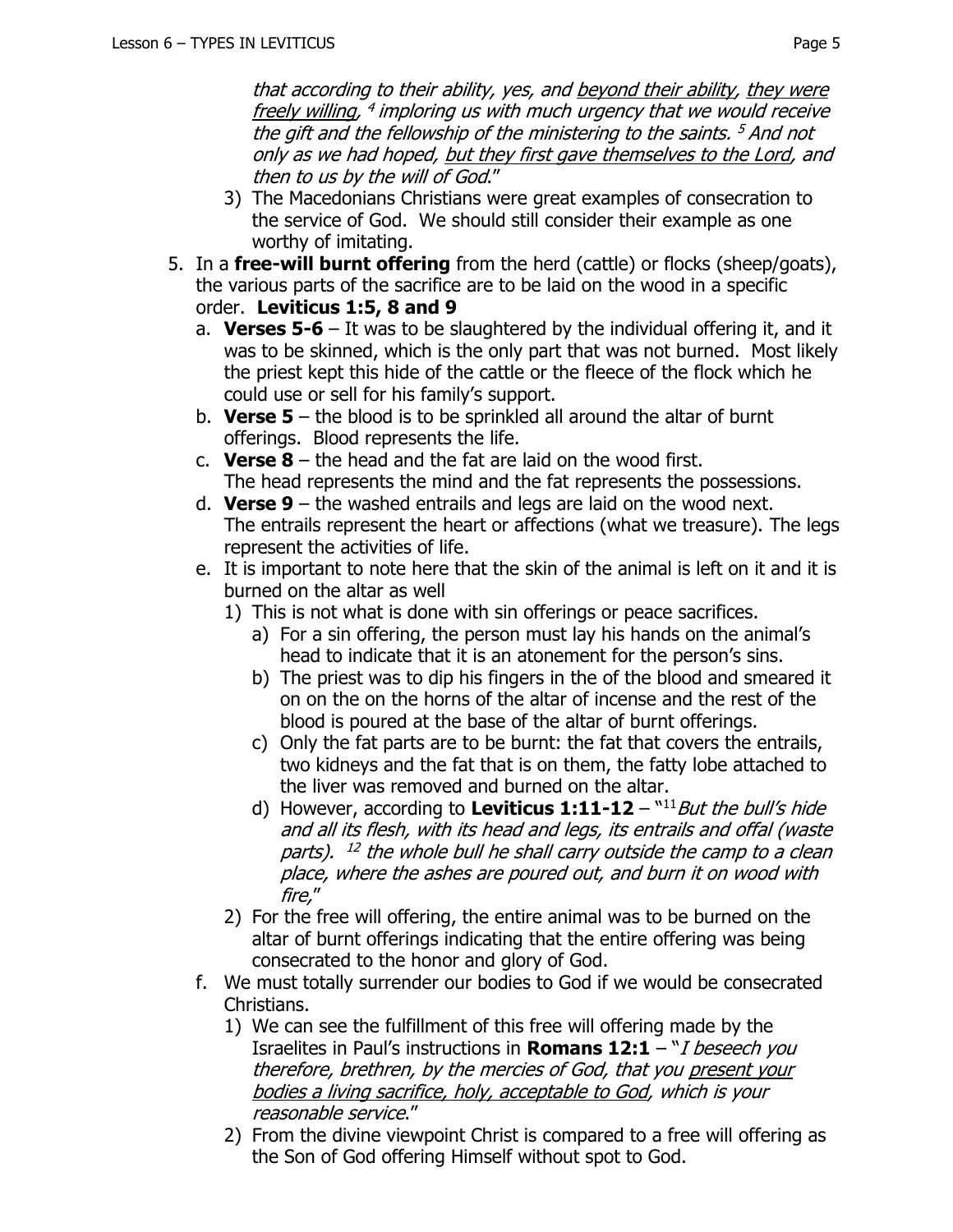*that according to their ability, yes, and <u>beyond their ability</u>, <u>they were freely willing</u>, [4] imploring us with much urgency that we would receive the gift and the fellowship of the ministering to the saints. [5] And not only as we had hoped, <u>but they first gave themselves to the Lord</u>, and then to us by the will of God*."

   3) The Macedonians Christians were great examples of consecration to the service of God. We should still consider their example as one worthy of imitating.

5. In a **free-will burnt offering** from the herd (cattle) or flocks (sheep/goats), the various parts of the sacrifice are to be laid on the wood in a specific order. **Leviticus 1:5, 8 and 9**
   a. **Verses 5-6** – It was to be slaughtered by the individual offering it, and it was to be skinned, which is the only part that was not burned. Most likely the priest kept this hide of the cattle or the fleece of the flock which he could use or sell for his family's support.
   b. **Verse 5** – the blood is to be sprinkled all around the altar of burnt offerings. Blood represents the life.
   c. **Verse 8** – the head and the fat are laid on the wood first. The head represents the mind and the fat represents the possessions.
   d. **Verse 9** – the washed entrails and legs are laid on the wood next. The entrails represent the heart or affections (what we treasure). The legs represent the activities of life.
   e. It is important to note here that the skin of the animal is left on it and it is burned on the altar as well
      1) This is not what is done with sin offerings or peace sacrifices.
         a) For a sin offering, the person must lay his hands on the animal's head to indicate that it is an atonement for the person's sins.
         b) The priest was to dip his fingers in the of the blood and smeared it on on the on the horns of the altar of incense and the rest of the blood is poured at the base of the altar of burnt offerings.
         c) Only the fat parts are to be burnt: the fat that covers the entrails, two kidneys and the fat that is on them, the fatty lobe attached to the liver was removed and burned on the altar.
         d) However, according to **Leviticus 1:11-12** – "[11] *But the bull's hide and all its flesh, with its head and legs, its entrails and offal (waste parts).* [12] *the whole bull he shall carry outside the camp to a clean place, where the ashes are poured out, and burn it on wood with fire,*"
      2) For the free will offering, the entire animal was to be burned on the altar of burnt offerings indicating that the entire offering was being consecrated to the honor and glory of God.
   f. We must totally surrender our bodies to God if we would be consecrated Christians.
      1) We can see the fulfillment of this free will offering made by the Israelites in Paul's instructions in **Romans 12:1** – "*I beseech you therefore, brethren, by the mercies of God, that you <u>present your bodies a living sacrifice, holy, acceptable to God</u>, which is your reasonable service*."
      2) From the divine viewpoint Christ is compared to a free will offering as the Son of God offering Himself without spot to God.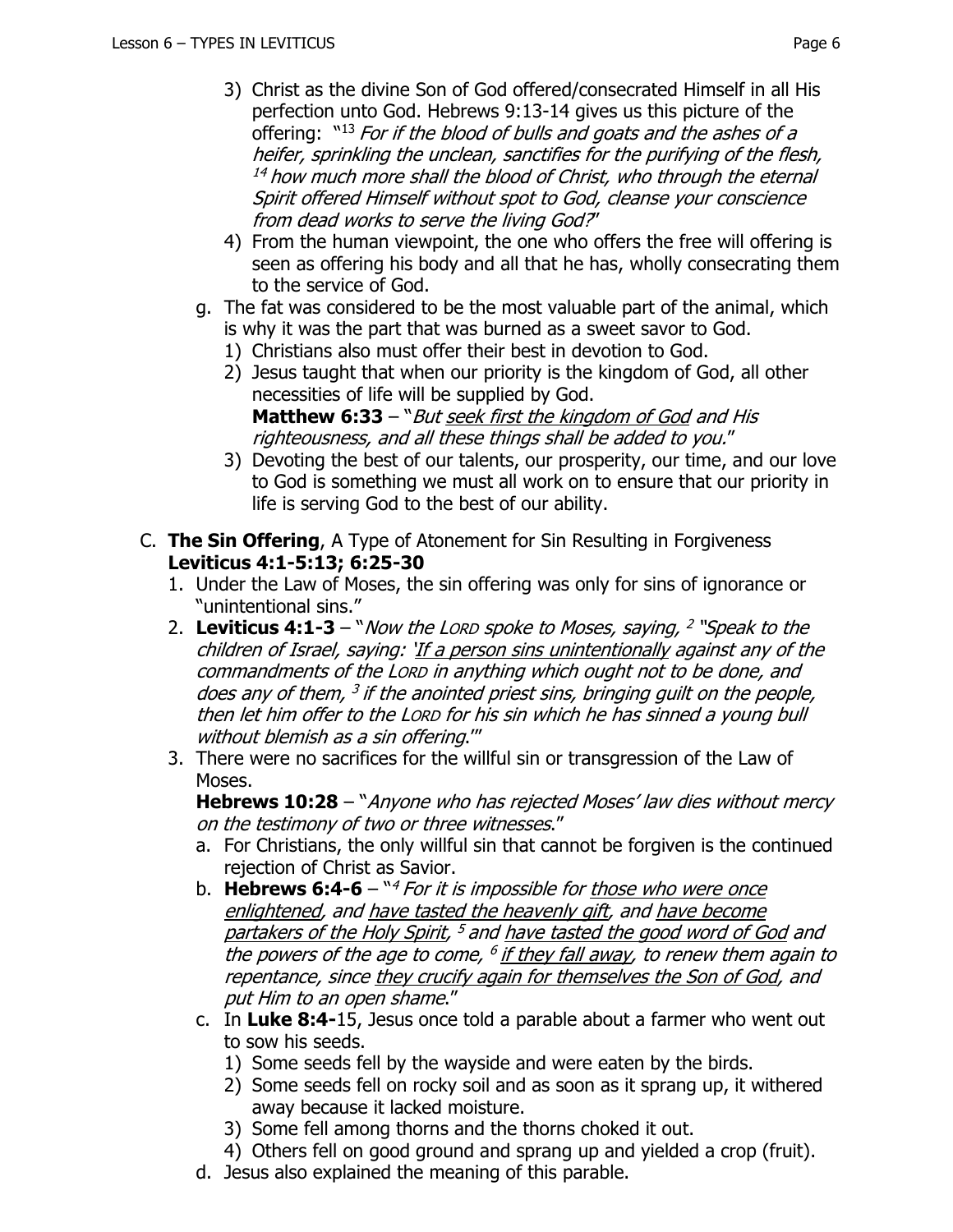3) Christ as the divine Son of God offered/consecrated Himself in all His perfection unto God. Hebrews 9:13-14 gives us this picture of the offering: "[13] *For if the blood of bulls and goats and the ashes of a heifer, sprinkling the unclean, sanctifies for the purifying of the flesh, [14] how much more shall the blood of Christ, who through the eternal Spirit offered Himself without spot to God, cleanse your conscience from dead works to serve the living God?*"

4) From the human viewpoint, the one who offers the free will offering is seen as offering his body and all that he has, wholly consecrating them to the service of God.

g. The fat was considered to be the most valuable part of the animal, which is why it was the part that was burned as a sweet savor to God.
   1) Christians also must offer their best in devotion to God.
   2) Jesus taught that when our priority is the kingdom of God, all other necessities of life will be supplied by God.
      **Matthew 6:33** – "*But <u>seek first the kingdom of God</u> and His righteousness, and all these things shall be added to you.*"
   3) Devoting the best of our talents, our prosperity, our time, and our love to God is something we must all work on to ensure that our priority in life is serving God to the best of our ability.

C. **The Sin Offering**, A Type of Atonement for Sin Resulting in Forgiveness
**Leviticus 4:1-5:13; 6:25-30**

1. Under the Law of Moses, the sin offering was only for sins of ignorance or "unintentional sins."
2. **Leviticus 4:1-3** – "*Now the LORD spoke to Moses, saying, [2] "Speak to the children of Israel, saying: '<u>If a person sins unintentionally</u> against any of the commandments of the LORD in anything which ought not to be done, and does any of them, [3] if the anointed priest sins, bringing guilt on the people, then let him offer to the LORD for his sin which he has sinned a young bull without blemish as a sin offering.*'"
3. There were no sacrifices for the willful sin or transgression of the Law of Moses.
   **Hebrews 10:28** – "*Anyone who has rejected Moses' law dies without mercy on the testimony of two or three witnesses.*"
   a. For Christians, the only willful sin that cannot be forgiven is the continued rejection of Christ as Savior.
   b. **Hebrews 6:4-6** – "[4] *For it is impossible for <u>those who were once enlightened</u>, and <u>have tasted the heavenly gift</u>, and <u>have become partakers of the Holy Spirit</u>, [5] and <u>have tasted the good word of God</u> and the powers of the age to come, [6] <u>if they fall away</u>, to renew them again to repentance, since <u>they crucify again for themselves the Son of God</u>, and put Him to an open shame.*"
   c. In **Luke 8:4-**15, Jesus once told a parable about a farmer who went out to sow his seeds.
      1) Some seeds fell by the wayside and were eaten by the birds.
      2) Some seeds fell on rocky soil and as soon as it sprang up, it withered away because it lacked moisture.
      3) Some fell among thorns and the thorns choked it out.
      4) Others fell on good ground and sprang up and yielded a crop (fruit).
   d. Jesus also explained the meaning of this parable.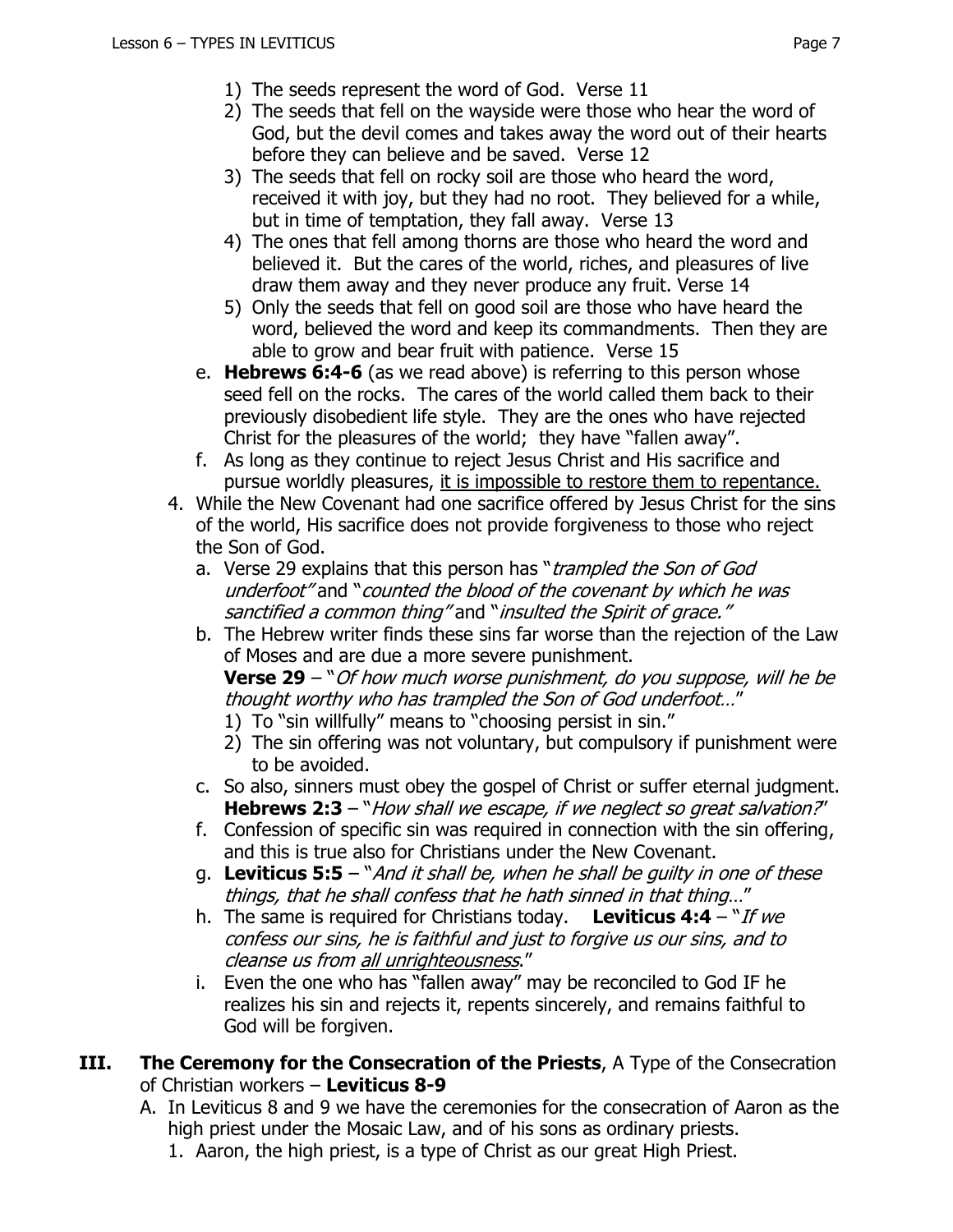1) The seeds represent the word of God. Verse 11
2) The seeds that fell on the wayside were those who hear the word of God, but the devil comes and takes away the word out of their hearts before they can believe and be saved. Verse 12
3) The seeds that fell on rocky soil are those who heard the word, received it with joy, but they had no root. They believed for a while, but in time of temptation, they fall away. Verse 13
4) The ones that fell among thorns are those who heard the word and believed it. But the cares of the world, riches, and pleasures of live draw them away and they never produce any fruit. Verse 14
5) Only the seeds that fell on good soil are those who have heard the word, believed the word and keep its commandments. Then they are able to grow and bear fruit with patience. Verse 15

e. **Hebrews 6:4-6** (as we read above) is referring to this person whose seed fell on the rocks. The cares of the world called them back to their previously disobedient life style. They are the ones who have rejected Christ for the pleasures of the world; they have "fallen away".

f. As long as they continue to reject Jesus Christ and His sacrifice and pursue worldly pleasures, <u>it is impossible to restore them to repentance.</u>

4. While the New Covenant had one sacrifice offered by Jesus Christ for the sins of the world, His sacrifice does not provide forgiveness to those who reject the Son of God.
   a. Verse 29 explains that this person has "*trampled the Son of God underfoot"* and "*counted the blood of the covenant by which he was sanctified a common thing"* and "*insulted the Spirit of grace."*
   b. The Hebrew writer finds these sins far worse than the rejection of the Law of Moses and are due a more severe punishment.
   **Verse 29** – "*Of how much worse punishment, do you suppose, will he be thought worthy who has trampled the Son of God underfoot…*"
      1) To "sin willfully" means to "choosing persist in sin."
      2) The sin offering was not voluntary, but compulsory if punishment were to be avoided.
   c. So also, sinners must obey the gospel of Christ or suffer eternal judgment. **Hebrews 2:3** – "*How shall we escape, if we neglect so great salvation?*"
   f. Confession of specific sin was required in connection with the sin offering, and this is true also for Christians under the New Covenant.
   g. **Leviticus 5:5** – "*And it shall be, when he shall be guilty in one of these things, that he shall confess that he hath sinned in that thing…*"
   h. The same is required for Christians today. **Leviticus 4:4** – "*If we confess our sins, he is faithful and just to forgive us our sins, and to cleanse us from <u>all unrighteousness</u>.*"
   i. Even the one who has "fallen away" may be reconciled to God IF he realizes his sin and rejects it, repents sincerely, and remains faithful to God will be forgiven.

## III. The Ceremony for the Consecration of the Priests, A Type of the Consecration of Christian workers – Leviticus 8-9

A. In Leviticus 8 and 9 we have the ceremonies for the consecration of Aaron as the high priest under the Mosaic Law, and of his sons as ordinary priests.
   1. Aaron, the high priest, is a type of Christ as our great High Priest.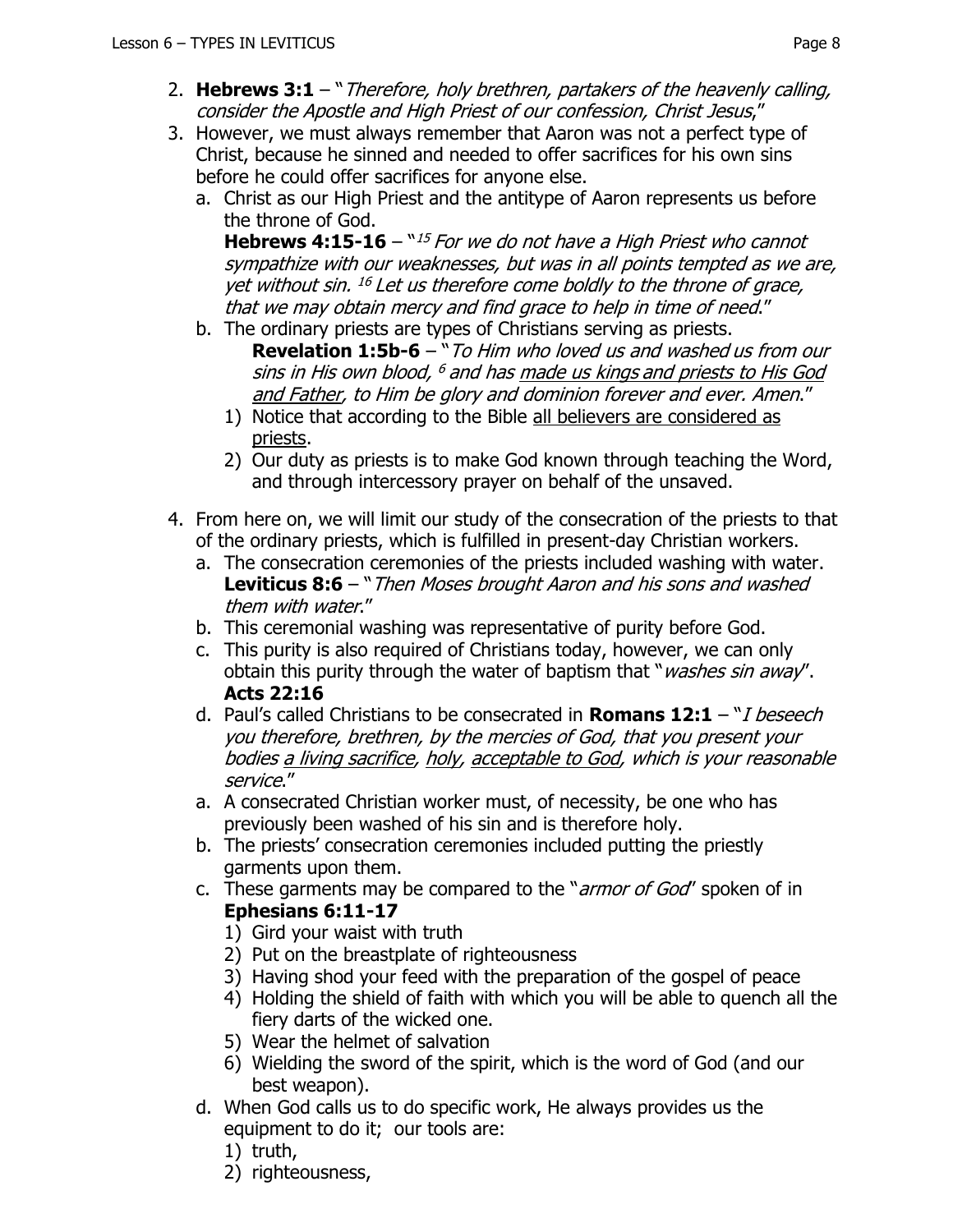2. **Hebrews 3:1** – "*Therefore, holy brethren, partakers of the heavenly calling, consider the Apostle and High Priest of our confession, Christ Jesus*,"
3. However, we must always remember that Aaron was not a perfect type of Christ, because he sinned and needed to offer sacrifices for his own sins before he could offer sacrifices for anyone else.
   a. Christ as our High Priest and the antitype of Aaron represents us before the throne of God.
   **Hebrews 4:15-16** – "[15] *For we do not have a High Priest who cannot sympathize with our weaknesses, but was in all points tempted as we are, yet without sin.* [16] *Let us therefore come boldly to the throne of grace, that we may obtain mercy and find grace to help in time of need*."
   b. The ordinary priests are types of Christians serving as priests.
   **Revelation 1:5b-6** – "*To Him who loved us and washed us from our sins in His own blood,* [6] *and has <u>made us kings and priests to His God and Father</u>, to Him be glory and dominion forever and ever. Amen*."
      1) Notice that according to the Bible <u>all believers are considered as priests</u>.
      2) Our duty as priests is to make God known through teaching the Word, and through intercessory prayer on behalf of the unsaved.

4. From here on, we will limit our study of the consecration of the priests to that of the ordinary priests, which is fulfilled in present-day Christian workers.
   a. The consecration ceremonies of the priests included washing with water.
   **Leviticus 8:6** – "*Then Moses brought Aaron and his sons and washed them with water*."
   b. This ceremonial washing was representative of purity before God.
   c. This purity is also required of Christians today, however, we can only obtain this purity through the water of baptism that "*washes sin away*". **Acts 22:16**
   d. Paul's called Christians to be consecrated in **Romans 12:1** – "*I beseech you therefore, brethren, by the mercies of God, that you present your bodies <u>a living sacrifice</u>, <u>holy</u>, <u>acceptable to God</u>, which is your reasonable service*."
   a. A consecrated Christian worker must, of necessity, be one who has previously been washed of his sin and is therefore holy.
   b. The priests' consecration ceremonies included putting the priestly garments upon them.
   c. These garments may be compared to the "*armor of God*" spoken of in **Ephesians 6:11-17**
      1) Gird your waist with truth
      2) Put on the breastplate of righteousness
      3) Having shod your feed with the preparation of the gospel of peace
      4) Holding the shield of faith with which you will be able to quench all the fiery darts of the wicked one.
      5) Wear the helmet of salvation
      6) Wielding the sword of the spirit, which is the word of God (and our best weapon).
   d. When God calls us to do specific work, He always provides us the equipment to do it; our tools are:
      1) truth,
      2) righteousness,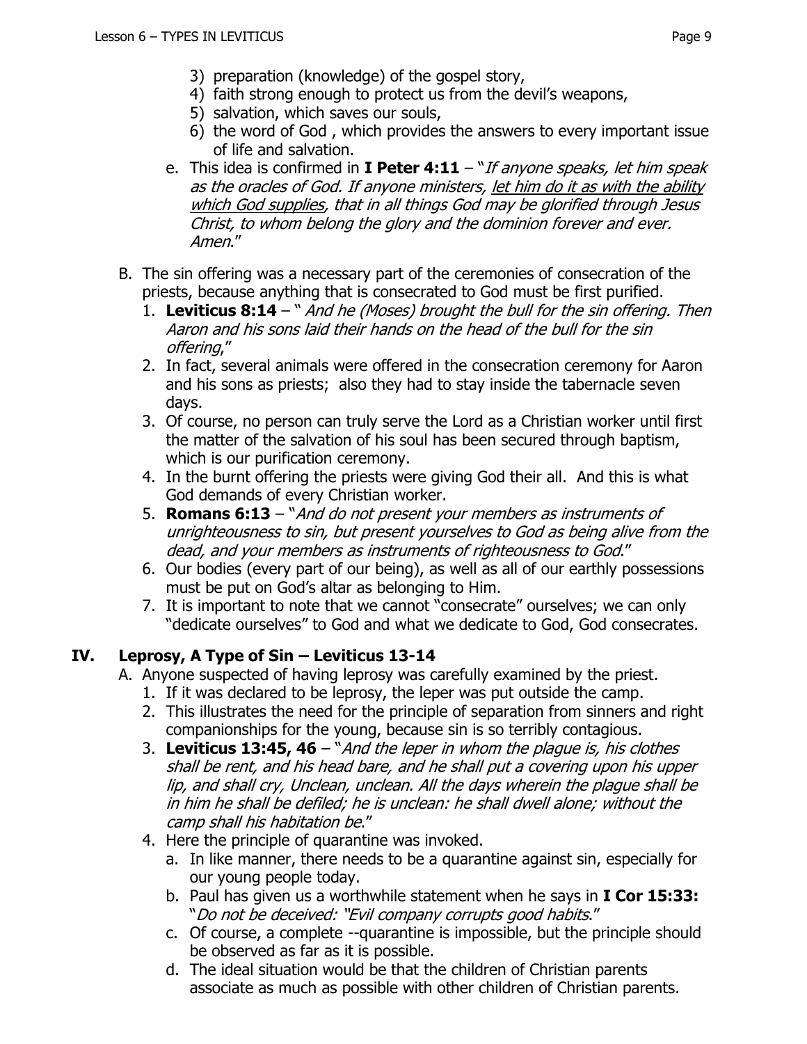3) preparation (knowledge) of the gospel story,
4) faith strong enough to protect us from the devil's weapons,
5) salvation, which saves our souls,
6) the word of God , which provides the answers to every important issue of life and salvation.

e. This idea is confirmed in **I Peter 4:11** – "*If anyone speaks, let him speak as the oracles of God. If anyone ministers, <u>let him do it as with the ability which God supplies</u>, that in all things God may be glorified through Jesus Christ, to whom belong the glory and the dominion forever and ever. Amen*."

B. The sin offering was a necessary part of the ceremonies of consecration of the priests, because anything that is consecrated to God must be first purified.

1. **Leviticus 8:14** – " *And he (Moses) brought the bull for the sin offering. Then Aaron and his sons laid their hands on the head of the bull for the sin offering*,"
2. In fact, several animals were offered in the consecration ceremony for Aaron and his sons as priests; also they had to stay inside the tabernacle seven days.
3. Of course, no person can truly serve the Lord as a Christian worker until first the matter of the salvation of his soul has been secured through baptism, which is our purification ceremony.
4. In the burnt offering the priests were giving God their all. And this is what God demands of every Christian worker.
5. **Romans 6:13** – "*And do not present your members as instruments of unrighteousness to sin, but present yourselves to God as being alive from the dead, and your members as instruments of righteousness to God*."
6. Our bodies (every part of our being), as well as all of our earthly possessions must be put on God's altar as belonging to Him.
7. It is important to note that we cannot "consecrate" ourselves; we can only "dedicate ourselves" to God and what we dedicate to God, God consecrates.

## IV. Leprosy, A Type of Sin – Leviticus 13-14

A. Anyone suspected of having leprosy was carefully examined by the priest.

1. If it was declared to be leprosy, the leper was put outside the camp.
2. This illustrates the need for the principle of separation from sinners and right companionships for the young, because sin is so terribly contagious.
3. **Leviticus 13:45, 46** – "*And the leper in whom the plague is, his clothes shall be rent, and his head bare, and he shall put a covering upon his upper lip, and shall cry, Unclean, unclean. All the days wherein the plague shall be in him he shall be defiled; he is unclean: he shall dwell alone; without the camp shall his habitation be*."
4. Here the principle of quarantine was invoked.
   a. In like manner, there needs to be a quarantine against sin, especially for our young people today.
   b. Paul has given us a worthwhile statement when he says in **I Cor 15:33:** "*Do not be deceived: "Evil company corrupts good habits*."
   c. Of course, a complete --quarantine is impossible, but the principle should be observed as far as it is possible.
   d. The ideal situation would be that the children of Christian parents associate as much as possible with other children of Christian parents.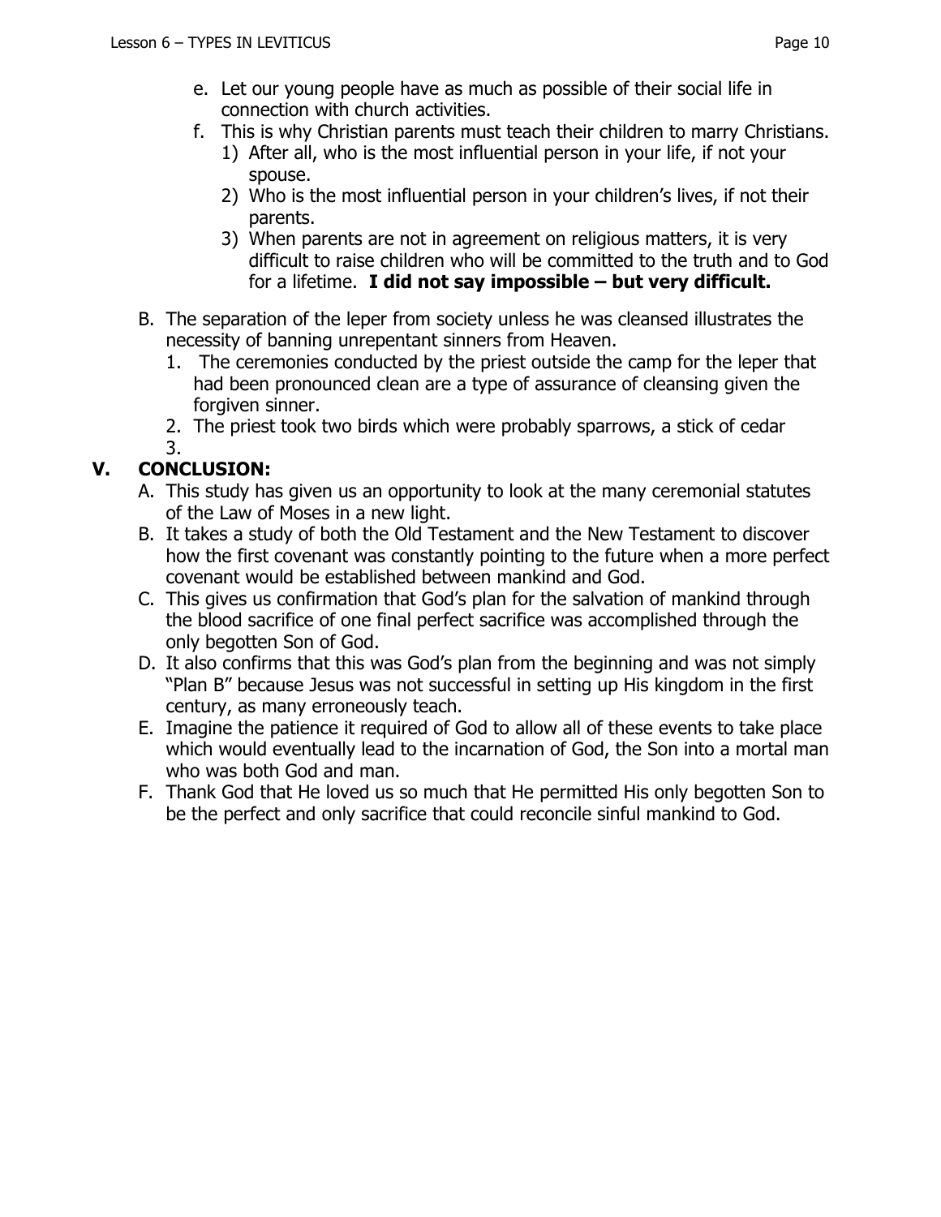e. Let our young people have as much as possible of their social life in connection with church activities.

f. This is why Christian parents must teach their children to marry Christians.

   1) After all, who is the most influential person in your life, if not your spouse.
   2) Who is the most influential person in your children's lives, if not their parents.
   3) When parents are not in agreement on religious matters, it is very difficult to raise children who will be committed to the truth and to God for a lifetime. **I did not say impossible – but very difficult.**

B. The separation of the leper from society unless he was cleansed illustrates the necessity of banning unrepentant sinners from Heaven.

   1. The ceremonies conducted by the priest outside the camp for the leper that had been pronounced clean are a type of assurance of cleansing given the forgiven sinner.
   2. The priest took two birds which were probably sparrows, a stick of cedar
   3.

## V. CONCLUSION:

A. This study has given us an opportunity to look at the many ceremonial statutes of the Law of Moses in a new light.

B. It takes a study of both the Old Testament and the New Testament to discover how the first covenant was constantly pointing to the future when a more perfect covenant would be established between mankind and God.

C. This gives us confirmation that God's plan for the salvation of mankind through the blood sacrifice of one final perfect sacrifice was accomplished through the only begotten Son of God.

D. It also confirms that this was God's plan from the beginning and was not simply "Plan B" because Jesus was not successful in setting up His kingdom in the first century, as many erroneously teach.

E. Imagine the patience it required of God to allow all of these events to take place which would eventually lead to the incarnation of God, the Son into a mortal man who was both God and man.

F. Thank God that He loved us so much that He permitted His only begotten Son to be the perfect and only sacrifice that could reconcile sinful mankind to God.